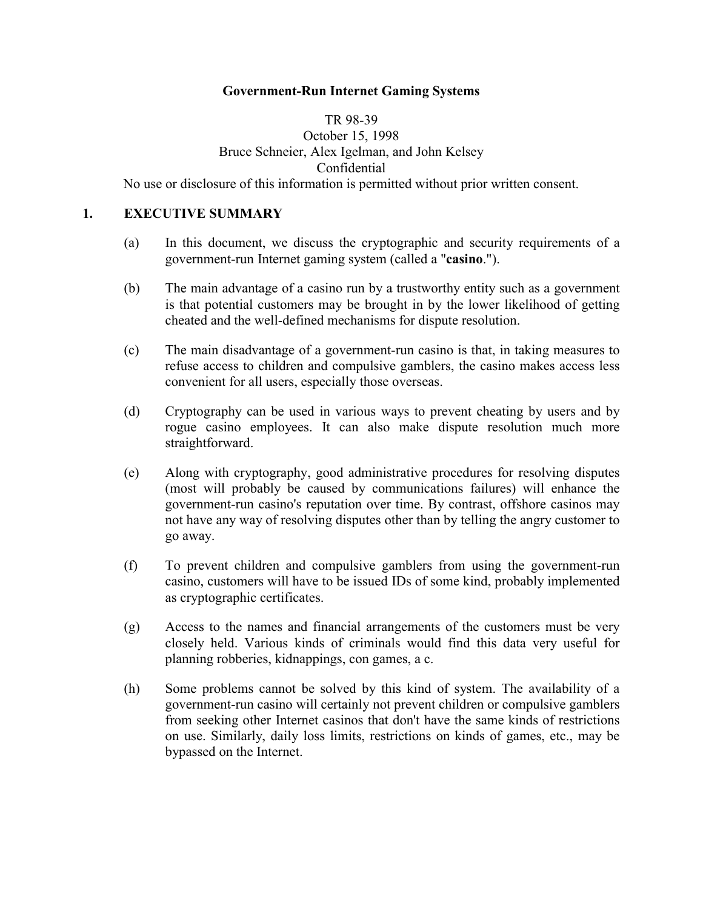# Government-Run Internet Gaming Systems

TR 98-39
October 15, 1998
Bruce Schneier, Alex Igelman, and John Kelsey
Confidential
No use or disclosure of this information is permitted without prior written consent.

## 1. EXECUTIVE SUMMARY

(a) In this document, we discuss the cryptographic and security requirements of a government-run Internet gaming system (called a "**casino**.").

(b) The main advantage of a casino run by a trustworthy entity such as a government is that potential customers may be brought in by the lower likelihood of getting cheated and the well-defined mechanisms for dispute resolution.

(c) The main disadvantage of a government-run casino is that, in taking measures to refuse access to children and compulsive gamblers, the casino makes access less convenient for all users, especially those overseas.

(d) Cryptography can be used in various ways to prevent cheating by users and by rogue casino employees. It can also make dispute resolution much more straightforward.

(e) Along with cryptography, good administrative procedures for resolving disputes (most will probably be caused by communications failures) will enhance the government-run casino's reputation over time. By contrast, offshore casinos may not have any way of resolving disputes other than by telling the angry customer to go away.

(f) To prevent children and compulsive gamblers from using the government-run casino, customers will have to be issued IDs of some kind, probably implemented as cryptographic certificates.

(g) Access to the names and financial arrangements of the customers must be very closely held. Various kinds of criminals would find this data very useful for planning robberies, kidnappings, con games, a c.

(h) Some problems cannot be solved by this kind of system. The availability of a government-run casino will certainly not prevent children or compulsive gamblers from seeking other Internet casinos that don't have the same kinds of restrictions on use. Similarly, daily loss limits, restrictions on kinds of games, etc., may be bypassed on the Internet.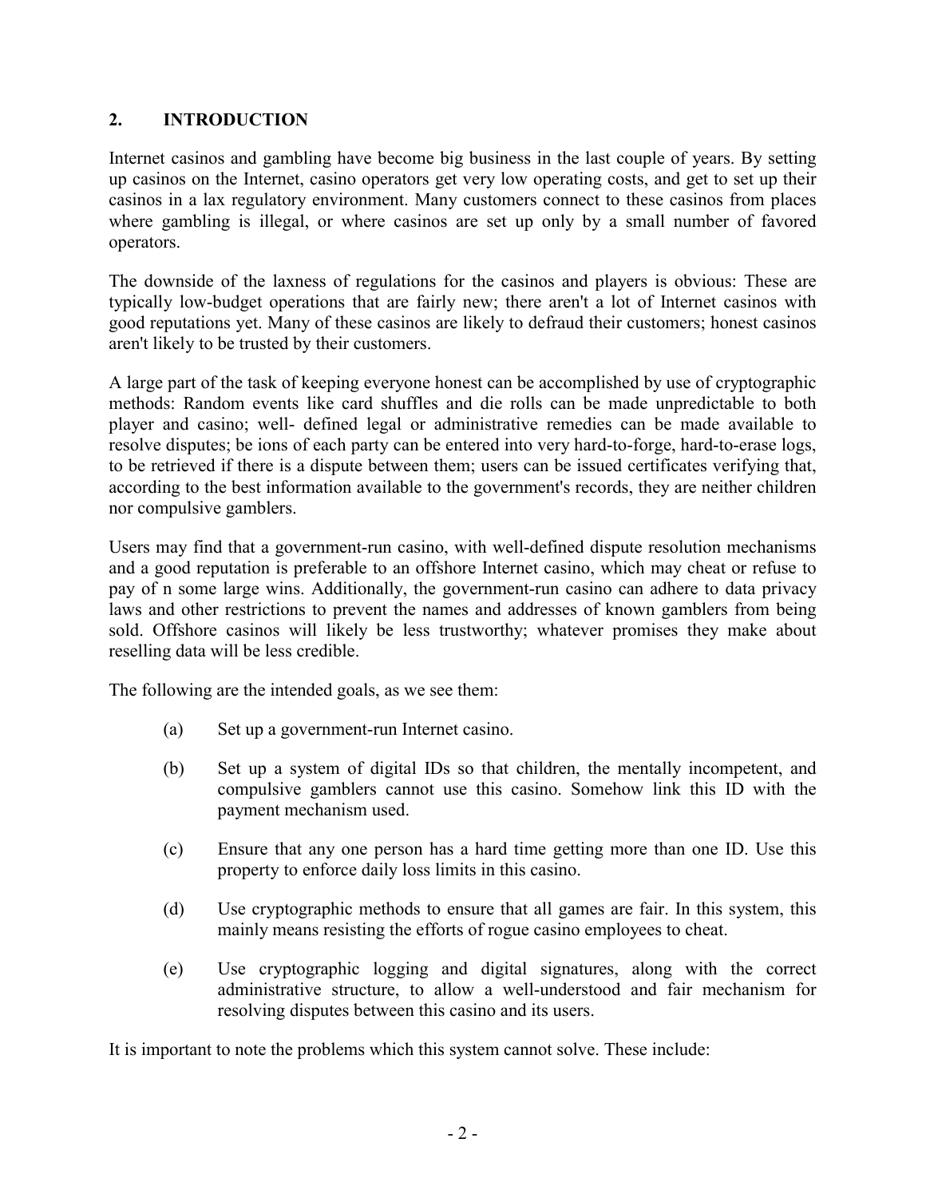## 2. INTRODUCTION

Internet casinos and gambling have become big business in the last couple of years. By setting up casinos on the Internet, casino operators get very low operating costs, and get to set up their casinos in a lax regulatory environment. Many customers connect to these casinos from places where gambling is illegal, or where casinos are set up only by a small number of favored operators.

The downside of the laxness of regulations for the casinos and players is obvious: These are typically low-budget operations that are fairly new; there aren't a lot of Internet casinos with good reputations yet. Many of these casinos are likely to defraud their customers; honest casinos aren't likely to be trusted by their customers.

A large part of the task of keeping everyone honest can be accomplished by use of cryptographic methods: Random events like card shuffles and die rolls can be made unpredictable to both player and casino; well- defined legal or administrative remedies can be made available to resolve disputes; be ions of each party can be entered into very hard-to-forge, hard-to-erase logs, to be retrieved if there is a dispute between them; users can be issued certificates verifying that, according to the best information available to the government's records, they are neither children nor compulsive gamblers.

Users may find that a government-run casino, with well-defined dispute resolution mechanisms and a good reputation is preferable to an offshore Internet casino, which may cheat or refuse to pay of n some large wins. Additionally, the government-run casino can adhere to data privacy laws and other restrictions to prevent the names and addresses of known gamblers from being sold. Offshore casinos will likely be less trustworthy; whatever promises they make about reselling data will be less credible.

The following are the intended goals, as we see them:

(a) Set up a government-run Internet casino.

(b) Set up a system of digital IDs so that children, the mentally incompetent, and compulsive gamblers cannot use this casino. Somehow link this ID with the payment mechanism used.

(c) Ensure that any one person has a hard time getting more than one ID. Use this property to enforce daily loss limits in this casino.

(d) Use cryptographic methods to ensure that all games are fair. In this system, this mainly means resisting the efforts of rogue casino employees to cheat.

(e) Use cryptographic logging and digital signatures, along with the correct administrative structure, to allow a well-understood and fair mechanism for resolving disputes between this casino and its users.

It is important to note the problems which this system cannot solve. These include: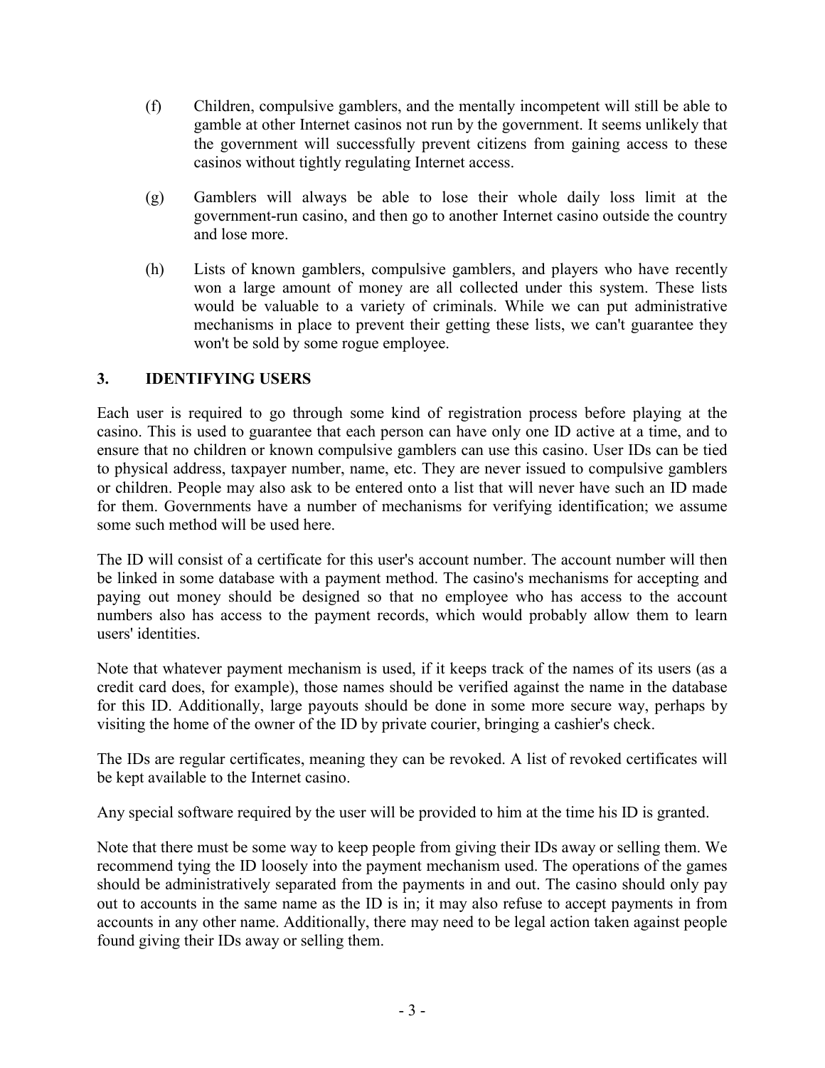(f) Children, compulsive gamblers, and the mentally incompetent will still be able to gamble at other Internet casinos not run by the government. It seems unlikely that the government will successfully prevent citizens from gaining access to these casinos without tightly regulating Internet access.

(g) Gamblers will always be able to lose their whole daily loss limit at the government-run casino, and then go to another Internet casino outside the country and lose more.

(h) Lists of known gamblers, compulsive gamblers, and players who have recently won a large amount of money are all collected under this system. These lists would be valuable to a variety of criminals. While we can put administrative mechanisms in place to prevent their getting these lists, we can't guarantee they won't be sold by some rogue employee.

## 3. IDENTIFYING USERS

Each user is required to go through some kind of registration process before playing at the casino. This is used to guarantee that each person can have only one ID active at a time, and to ensure that no children or known compulsive gamblers can use this casino. User IDs can be tied to physical address, taxpayer number, name, etc. They are never issued to compulsive gamblers or children. People may also ask to be entered onto a list that will never have such an ID made for them. Governments have a number of mechanisms for verifying identification; we assume some such method will be used here.

The ID will consist of a certificate for this user's account number. The account number will then be linked in some database with a payment method. The casino's mechanisms for accepting and paying out money should be designed so that no employee who has access to the account numbers also has access to the payment records, which would probably allow them to learn users' identities.

Note that whatever payment mechanism is used, if it keeps track of the names of its users (as a credit card does, for example), those names should be verified against the name in the database for this ID. Additionally, large payouts should be done in some more secure way, perhaps by visiting the home of the owner of the ID by private courier, bringing a cashier's check.

The IDs are regular certificates, meaning they can be revoked. A list of revoked certificates will be kept available to the Internet casino.

Any special software required by the user will be provided to him at the time his ID is granted.

Note that there must be some way to keep people from giving their IDs away or selling them. We recommend tying the ID loosely into the payment mechanism used. The operations of the games should be administratively separated from the payments in and out. The casino should only pay out to accounts in the same name as the ID is in; it may also refuse to accept payments in from accounts in any other name. Additionally, there may need to be legal action taken against people found giving their IDs away or selling them.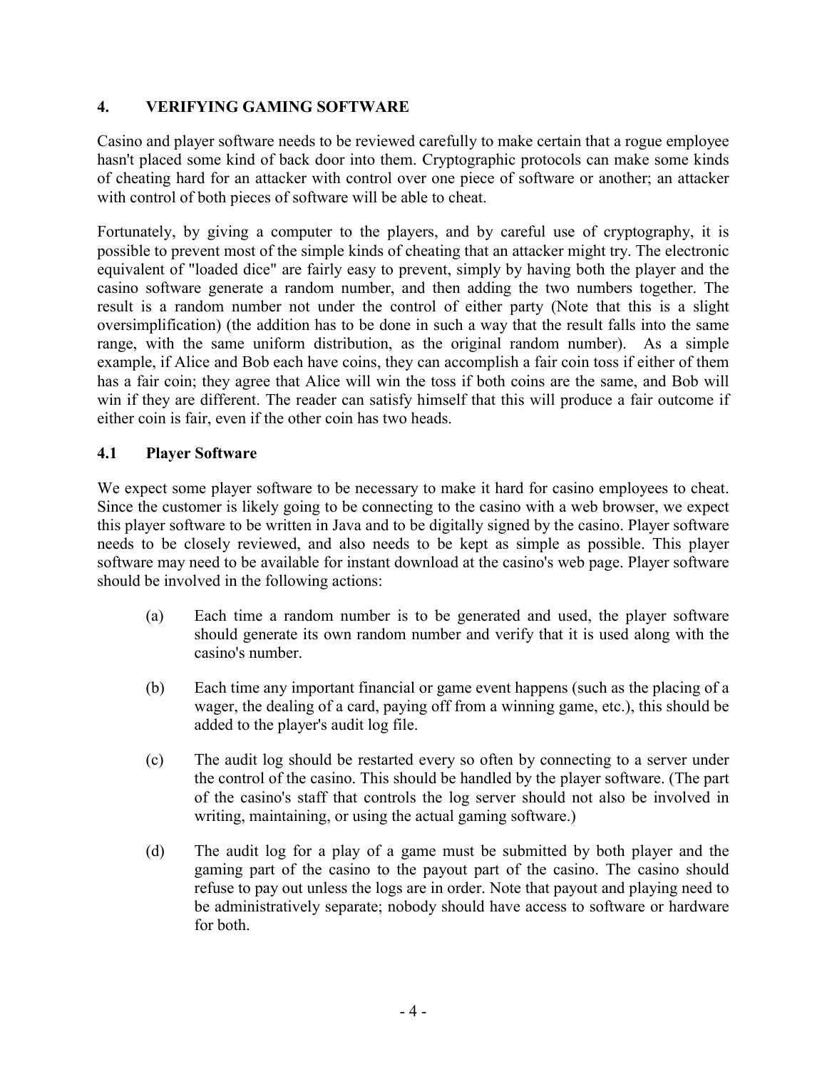## 4. VERIFYING GAMING SOFTWARE

Casino and player software needs to be reviewed carefully to make certain that a rogue employee hasn't placed some kind of back door into them. Cryptographic protocols can make some kinds of cheating hard for an attacker with control over one piece of software or another; an attacker with control of both pieces of software will be able to cheat.

Fortunately, by giving a computer to the players, and by careful use of cryptography, it is possible to prevent most of the simple kinds of cheating that an attacker might try. The electronic equivalent of "loaded dice" are fairly easy to prevent, simply by having both the player and the casino software generate a random number, and then adding the two numbers together. The result is a random number not under the control of either party (Note that this is a slight oversimplification) (the addition has to be done in such a way that the result falls into the same range, with the same uniform distribution, as the original random number). As a simple example, if Alice and Bob each have coins, they can accomplish a fair coin toss if either of them has a fair coin; they agree that Alice will win the toss if both coins are the same, and Bob will win if they are different. The reader can satisfy himself that this will produce a fair outcome if either coin is fair, even if the other coin has two heads.

### 4.1 Player Software

We expect some player software to be necessary to make it hard for casino employees to cheat. Since the customer is likely going to be connecting to the casino with a web browser, we expect this player software to be written in Java and to be digitally signed by the casino. Player software needs to be closely reviewed, and also needs to be kept as simple as possible. This player software may need to be available for instant download at the casino's web page. Player software should be involved in the following actions:

(a) Each time a random number is to be generated and used, the player software should generate its own random number and verify that it is used along with the casino's number.

(b) Each time any important financial or game event happens (such as the placing of a wager, the dealing of a card, paying off from a winning game, etc.), this should be added to the player's audit log file.

(c) The audit log should be restarted every so often by connecting to a server under the control of the casino. This should be handled by the player software. (The part of the casino's staff that controls the log server should not also be involved in writing, maintaining, or using the actual gaming software.)

(d) The audit log for a play of a game must be submitted by both player and the gaming part of the casino to the payout part of the casino. The casino should refuse to pay out unless the logs are in order. Note that payout and playing need to be administratively separate; nobody should have access to software or hardware for both.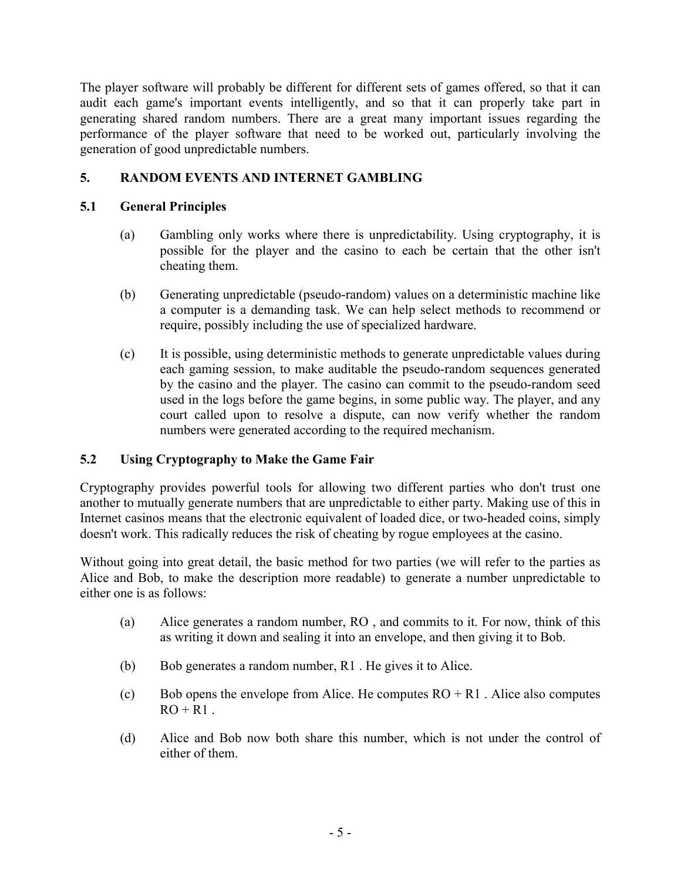The player software will probably be different for different sets of games offered, so that it can audit each game's important events intelligently, and so that it can properly take part in generating shared random numbers. There are a great many important issues regarding the performance of the player software that need to be worked out, particularly involving the generation of good unpredictable numbers.

## 5. RANDOM EVENTS AND INTERNET GAMBLING

### 5.1 General Principles

(a) Gambling only works where there is unpredictability. Using cryptography, it is possible for the player and the casino to each be certain that the other isn't cheating them.

(b) Generating unpredictable (pseudo-random) values on a deterministic machine like a computer is a demanding task. We can help select methods to recommend or require, possibly including the use of specialized hardware.

(c) It is possible, using deterministic methods to generate unpredictable values during each gaming session, to make auditable the pseudo-random sequences generated by the casino and the player. The casino can commit to the pseudo-random seed used in the logs before the game begins, in some public way. The player, and any court called upon to resolve a dispute, can now verify whether the random numbers were generated according to the required mechanism.

### 5.2 Using Cryptography to Make the Game Fair

Cryptography provides powerful tools for allowing two different parties who don't trust one another to mutually generate numbers that are unpredictable to either party. Making use of this in Internet casinos means that the electronic equivalent of loaded dice, or two-headed coins, simply doesn't work. This radically reduces the risk of cheating by rogue employees at the casino.

Without going into great detail, the basic method for two parties (we will refer to the parties as Alice and Bob, to make the description more readable) to generate a number unpredictable to either one is as follows:

(a) Alice generates a random number, RO , and commits to it. For now, think of this as writing it down and sealing it into an envelope, and then giving it to Bob.

(b) Bob generates a random number, R1 . He gives it to Alice.

(c) Bob opens the envelope from Alice. He computes RO + R1 . Alice also computes RO + R1 .

(d) Alice and Bob now both share this number, which is not under the control of either of them.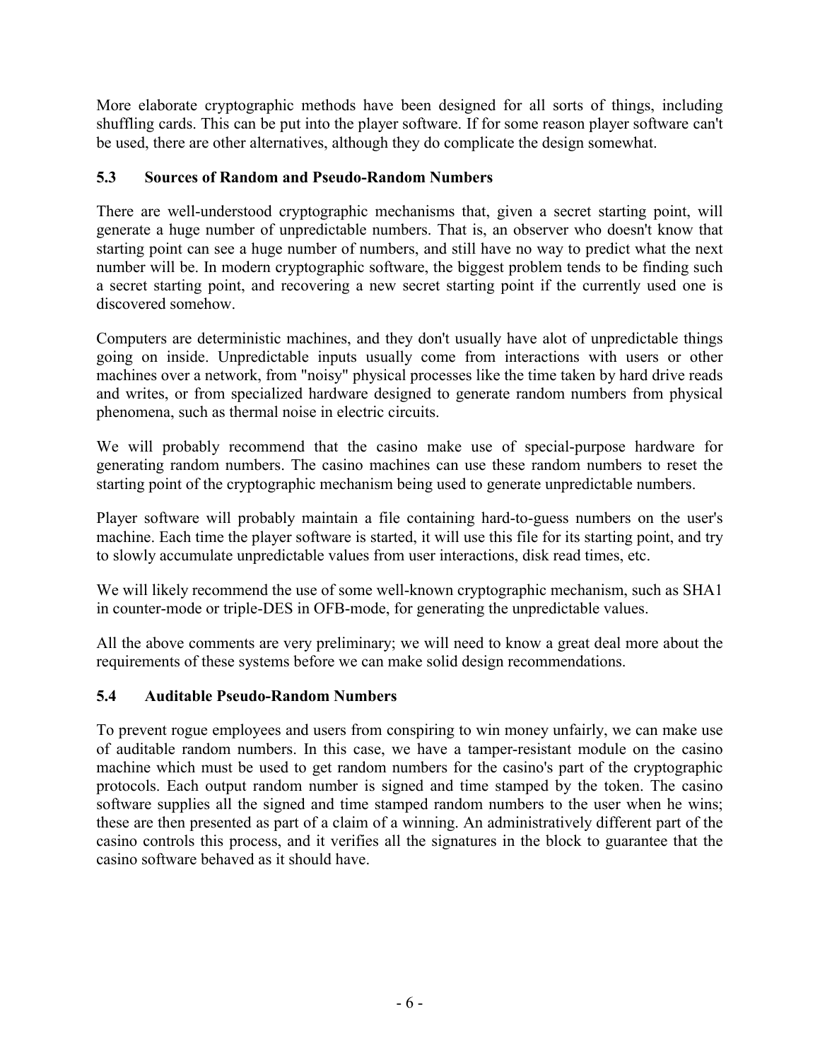More elaborate cryptographic methods have been designed for all sorts of things, including shuffling cards. This can be put into the player software. If for some reason player software can't be used, there are other alternatives, although they do complicate the design somewhat.

### 5.3 Sources of Random and Pseudo-Random Numbers

There are well-understood cryptographic mechanisms that, given a secret starting point, will generate a huge number of unpredictable numbers. That is, an observer who doesn't know that starting point can see a huge number of numbers, and still have no way to predict what the next number will be. In modern cryptographic software, the biggest problem tends to be finding such a secret starting point, and recovering a new secret starting point if the currently used one is discovered somehow.

Computers are deterministic machines, and they don't usually have alot of unpredictable things going on inside. Unpredictable inputs usually come from interactions with users or other machines over a network, from "noisy" physical processes like the time taken by hard drive reads and writes, or from specialized hardware designed to generate random numbers from physical phenomena, such as thermal noise in electric circuits.

We will probably recommend that the casino make use of special-purpose hardware for generating random numbers. The casino machines can use these random numbers to reset the starting point of the cryptographic mechanism being used to generate unpredictable numbers.

Player software will probably maintain a file containing hard-to-guess numbers on the user's machine. Each time the player software is started, it will use this file for its starting point, and try to slowly accumulate unpredictable values from user interactions, disk read times, etc.

We will likely recommend the use of some well-known cryptographic mechanism, such as SHA1 in counter-mode or triple-DES in OFB-mode, for generating the unpredictable values.

All the above comments are very preliminary; we will need to know a great deal more about the requirements of these systems before we can make solid design recommendations.

### 5.4 Auditable Pseudo-Random Numbers

To prevent rogue employees and users from conspiring to win money unfairly, we can make use of auditable random numbers. In this case, we have a tamper-resistant module on the casino machine which must be used to get random numbers for the casino's part of the cryptographic protocols. Each output random number is signed and time stamped by the token. The casino software supplies all the signed and time stamped random numbers to the user when he wins; these are then presented as part of a claim of a winning. An administratively different part of the casino controls this process, and it verifies all the signatures in the block to guarantee that the casino software behaved as it should have.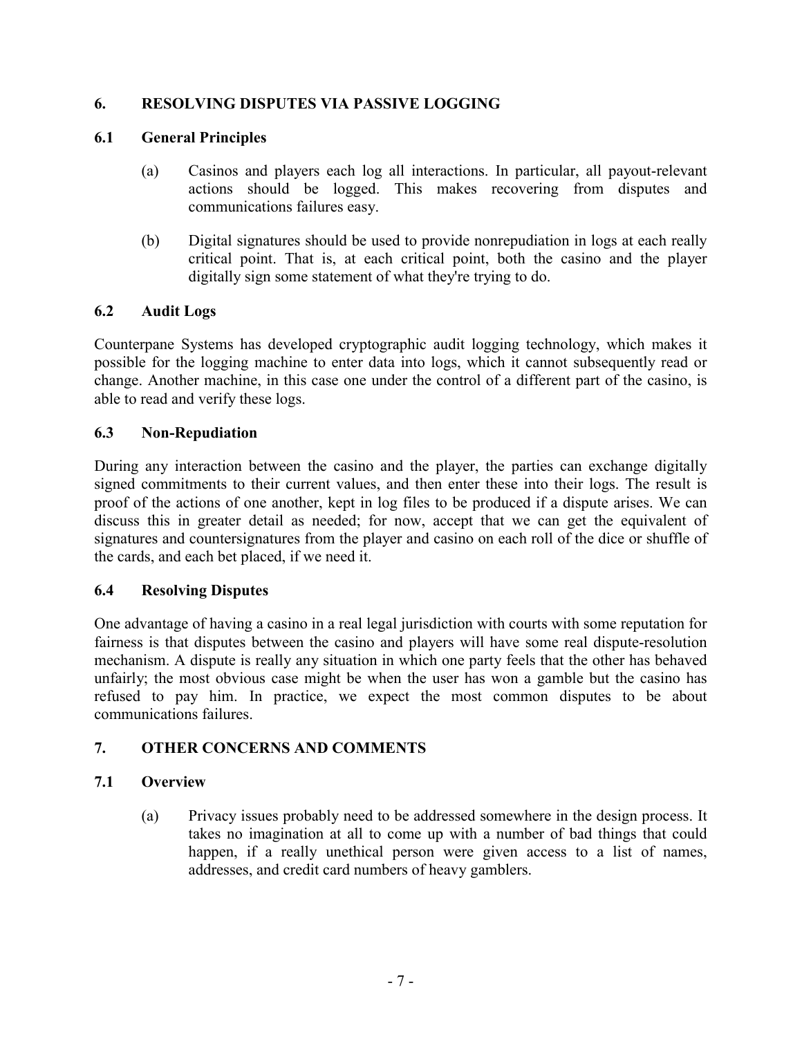## 6. RESOLVING DISPUTES VIA PASSIVE LOGGING

### 6.1 General Principles

(a) Casinos and players each log all interactions. In particular, all payout-relevant actions should be logged. This makes recovering from disputes and communications failures easy.

(b) Digital signatures should be used to provide nonrepudiation in logs at each really critical point. That is, at each critical point, both the casino and the player digitally sign some statement of what they're trying to do.

### 6.2 Audit Logs

Counterpane Systems has developed cryptographic audit logging technology, which makes it possible for the logging machine to enter data into logs, which it cannot subsequently read or change. Another machine, in this case one under the control of a different part of the casino, is able to read and verify these logs.

### 6.3 Non-Repudiation

During any interaction between the casino and the player, the parties can exchange digitally signed commitments to their current values, and then enter these into their logs. The result is proof of the actions of one another, kept in log files to be produced if a dispute arises. We can discuss this in greater detail as needed; for now, accept that we can get the equivalent of signatures and countersignatures from the player and casino on each roll of the dice or shuffle of the cards, and each bet placed, if we need it.

### 6.4 Resolving Disputes

One advantage of having a casino in a real legal jurisdiction with courts with some reputation for fairness is that disputes between the casino and players will have some real dispute-resolution mechanism. A dispute is really any situation in which one party feels that the other has behaved unfairly; the most obvious case might be when the user has won a gamble but the casino has refused to pay him. In practice, we expect the most common disputes to be about communications failures.

## 7. OTHER CONCERNS AND COMMENTS

### 7.1 Overview

(a) Privacy issues probably need to be addressed somewhere in the design process. It takes no imagination at all to come up with a number of bad things that could happen, if a really unethical person were given access to a list of names, addresses, and credit card numbers of heavy gamblers.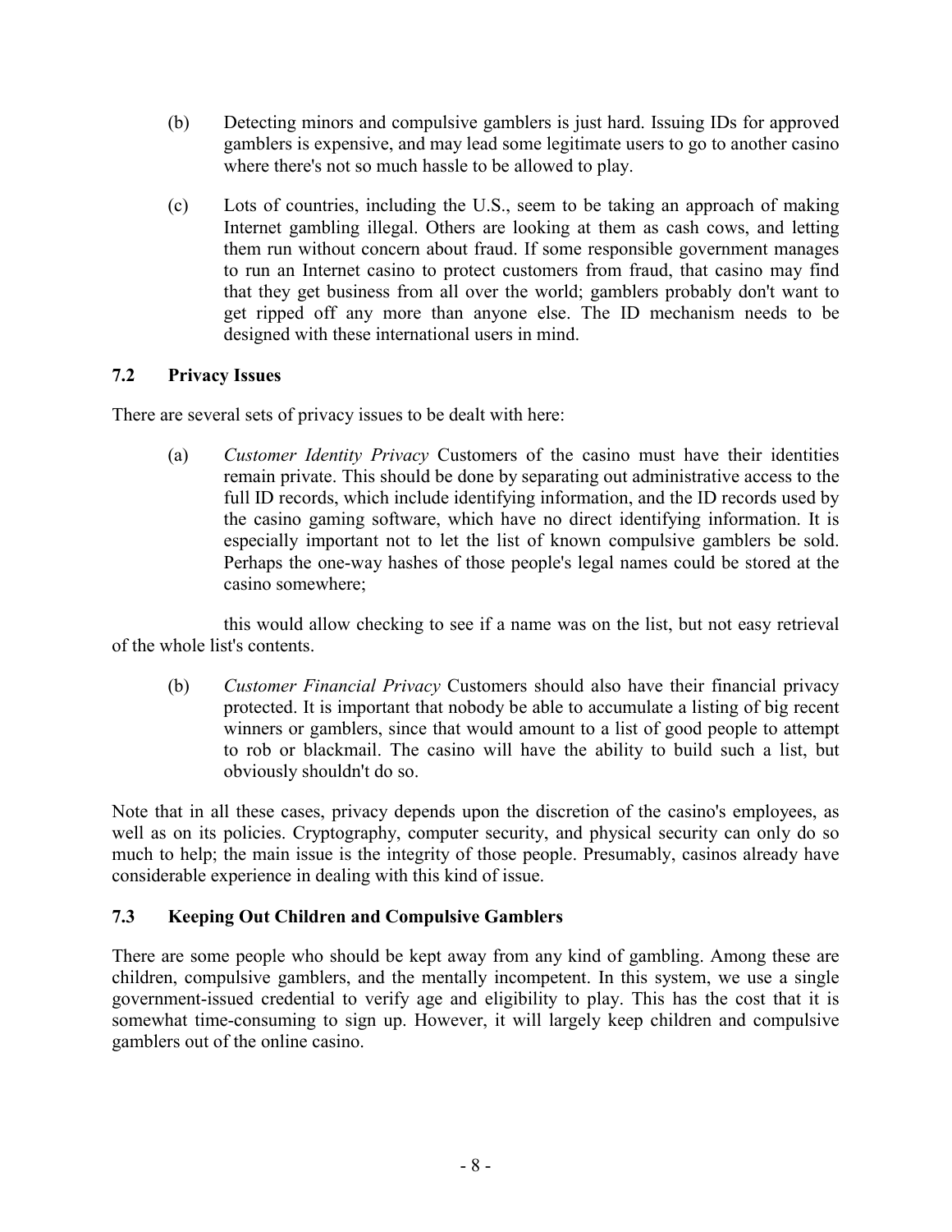(b) Detecting minors and compulsive gamblers is just hard. Issuing IDs for approved gamblers is expensive, and may lead some legitimate users to go to another casino where there's not so much hassle to be allowed to play.

(c) Lots of countries, including the U.S., seem to be taking an approach of making Internet gambling illegal. Others are looking at them as cash cows, and letting them run without concern about fraud. If some responsible government manages to run an Internet casino to protect customers from fraud, that casino may find that they get business from all over the world; gamblers probably don't want to get ripped off any more than anyone else. The ID mechanism needs to be designed with these international users in mind.

### 7.2 Privacy Issues

There are several sets of privacy issues to be dealt with here:

(a) *Customer Identity Privacy* Customers of the casino must have their identities remain private. This should be done by separating out administrative access to the full ID records, which include identifying information, and the ID records used by the casino gaming software, which have no direct identifying information. It is especially important not to let the list of known compulsive gamblers be sold. Perhaps the one-way hashes of those people's legal names could be stored at the casino somewhere;

this would allow checking to see if a name was on the list, but not easy retrieval of the whole list's contents.

(b) *Customer Financial Privacy* Customers should also have their financial privacy protected. It is important that nobody be able to accumulate a listing of big recent winners or gamblers, since that would amount to a list of good people to attempt to rob or blackmail. The casino will have the ability to build such a list, but obviously shouldn't do so.

Note that in all these cases, privacy depends upon the discretion of the casino's employees, as well as on its policies. Cryptography, computer security, and physical security can only do so much to help; the main issue is the integrity of those people. Presumably, casinos already have considerable experience in dealing with this kind of issue.

### 7.3 Keeping Out Children and Compulsive Gamblers

There are some people who should be kept away from any kind of gambling. Among these are children, compulsive gamblers, and the mentally incompetent. In this system, we use a single government-issued credential to verify age and eligibility to play. This has the cost that it is somewhat time-consuming to sign up. However, it will largely keep children and compulsive gamblers out of the online casino.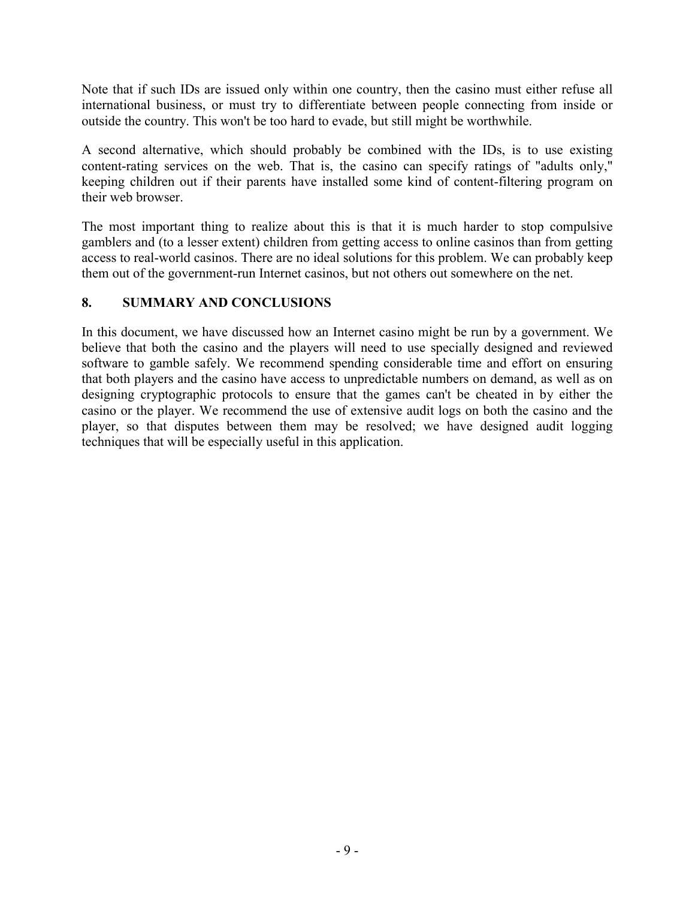Note that if such IDs are issued only within one country, then the casino must either refuse all international business, or must try to differentiate between people connecting from inside or outside the country. This won't be too hard to evade, but still might be worthwhile.

A second alternative, which should probably be combined with the IDs, is to use existing content-rating services on the web. That is, the casino can specify ratings of "adults only," keeping children out if their parents have installed some kind of content-filtering program on their web browser.

The most important thing to realize about this is that it is much harder to stop compulsive gamblers and (to a lesser extent) children from getting access to online casinos than from getting access to real-world casinos. There are no ideal solutions for this problem. We can probably keep them out of the government-run Internet casinos, but not others out somewhere on the net.

## 8. SUMMARY AND CONCLUSIONS

In this document, we have discussed how an Internet casino might be run by a government. We believe that both the casino and the players will need to use specially designed and reviewed software to gamble safely. We recommend spending considerable time and effort on ensuring that both players and the casino have access to unpredictable numbers on demand, as well as on designing cryptographic protocols to ensure that the games can't be cheated in by either the casino or the player. We recommend the use of extensive audit logs on both the casino and the player, so that disputes between them may be resolved; we have designed audit logging techniques that will be especially useful in this application.